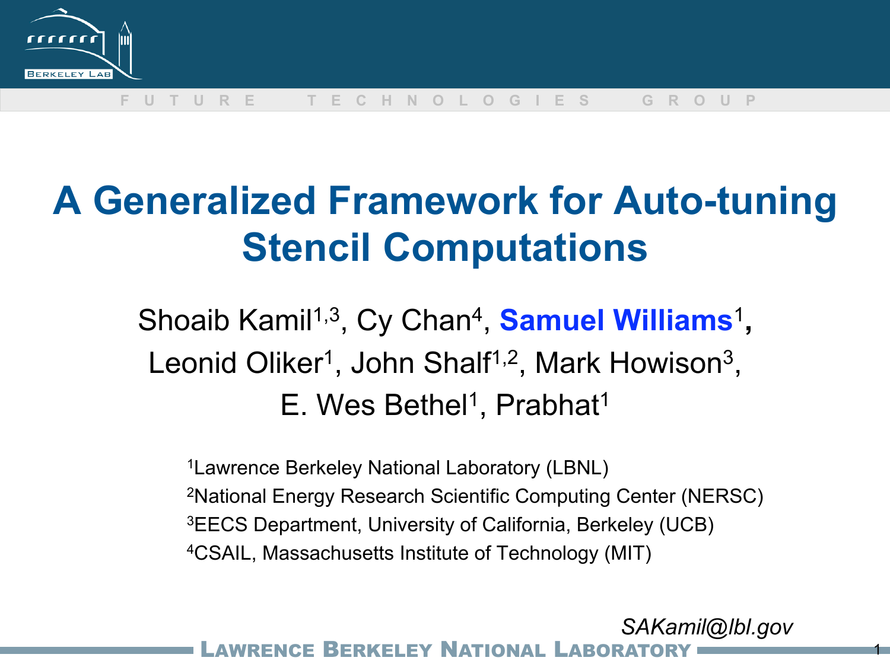# A Generalized Framework for Auto-tuning Stencil Computations

Shoaib Kamil[1,3], Cy Chan[4], **Samuel Williams**[1], Leonid Oliker[1], John Shalf[1,2], Mark Howison[3], E. Wes Bethel[1], Prabhat[1]

[1]Lawrence Berkeley National Laboratory (LBNL)
[2]National Energy Research Scientific Computing Center (NERSC)
[3]EECS Department, University of California, Berkeley (UCB)
[4]CSAIL, Massachusetts Institute of Technology (MIT)

*SAKamil@lbl.gov*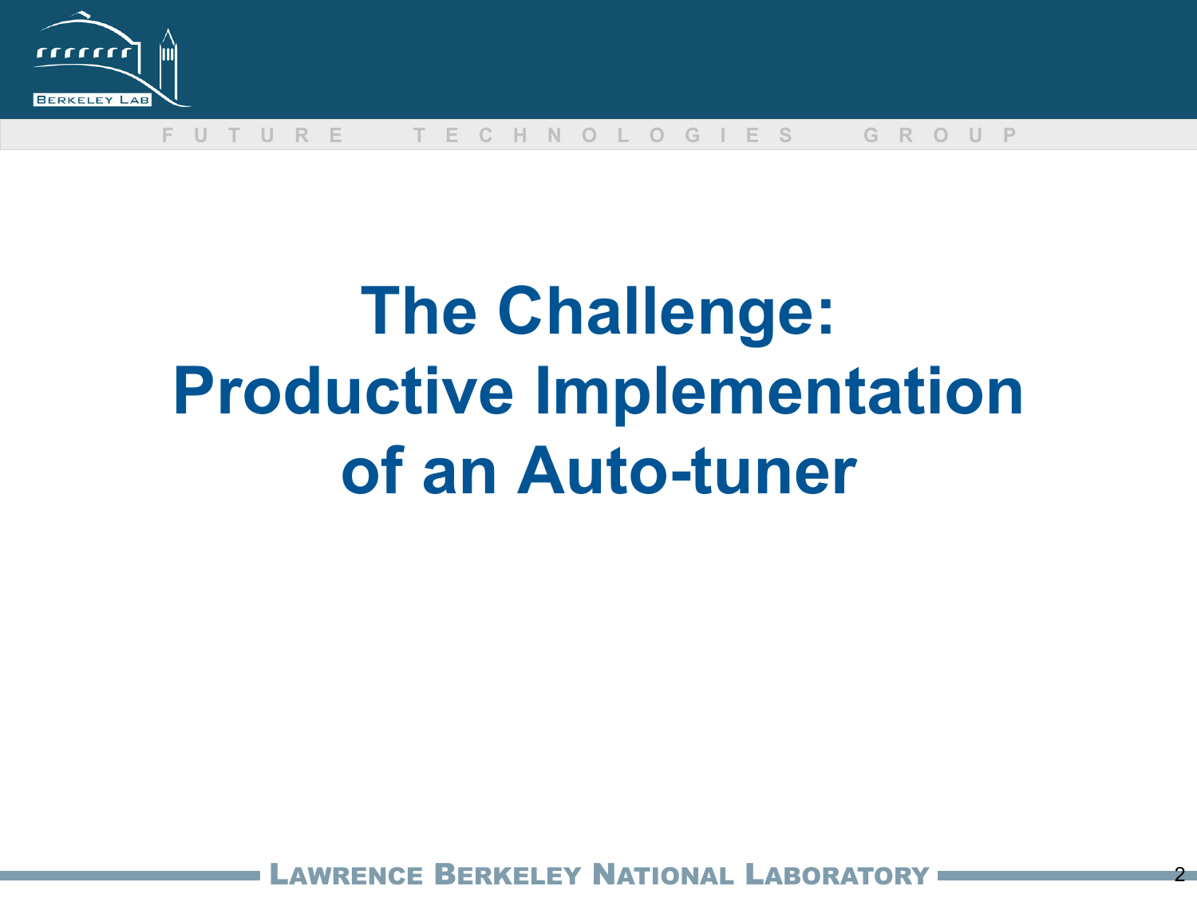# The Challenge: Productive Implementation of an Auto-tuner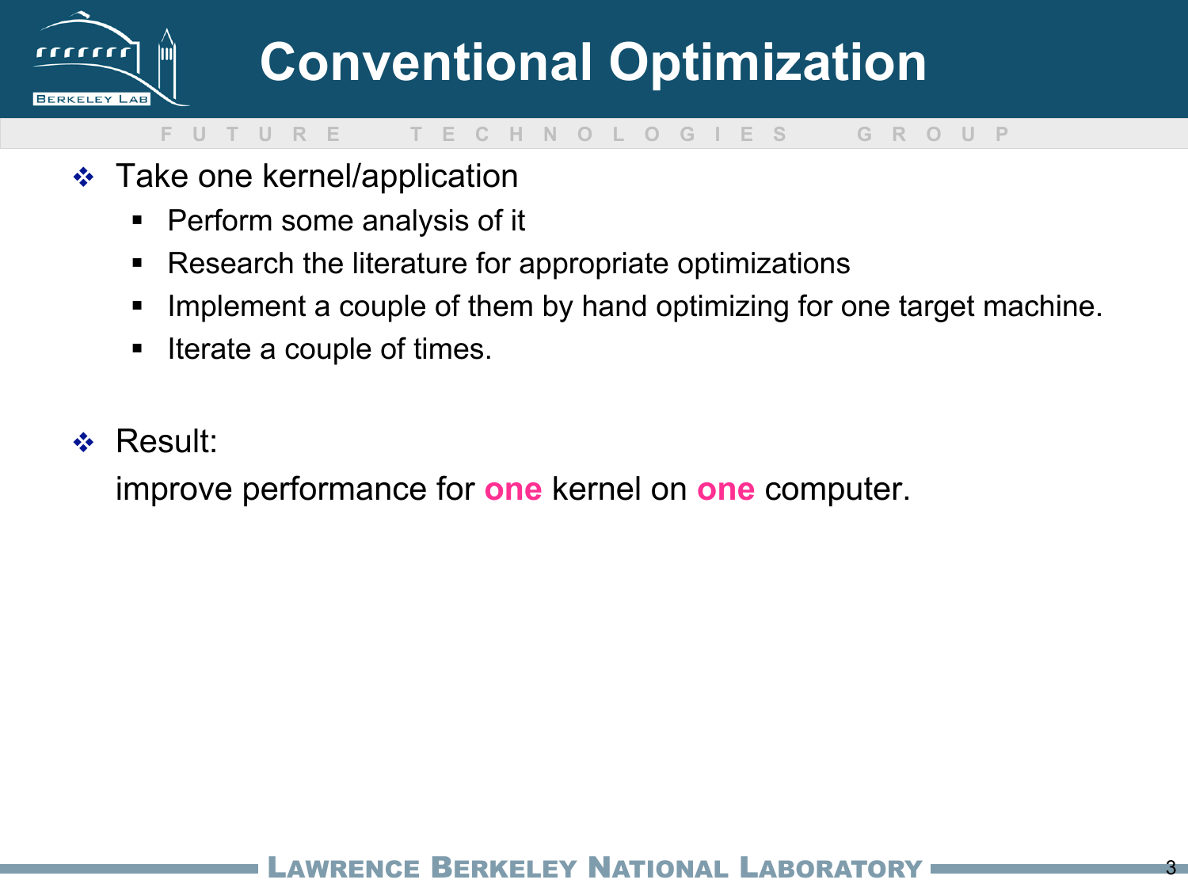# Conventional Optimization

- Take one kernel/application
  - Perform some analysis of it
  - Research the literature for appropriate optimizations
  - Implement a couple of them by hand optimizing for one target machine.
  - Iterate a couple of times.

- Result:

  improve performance for **one** kernel on **one** computer.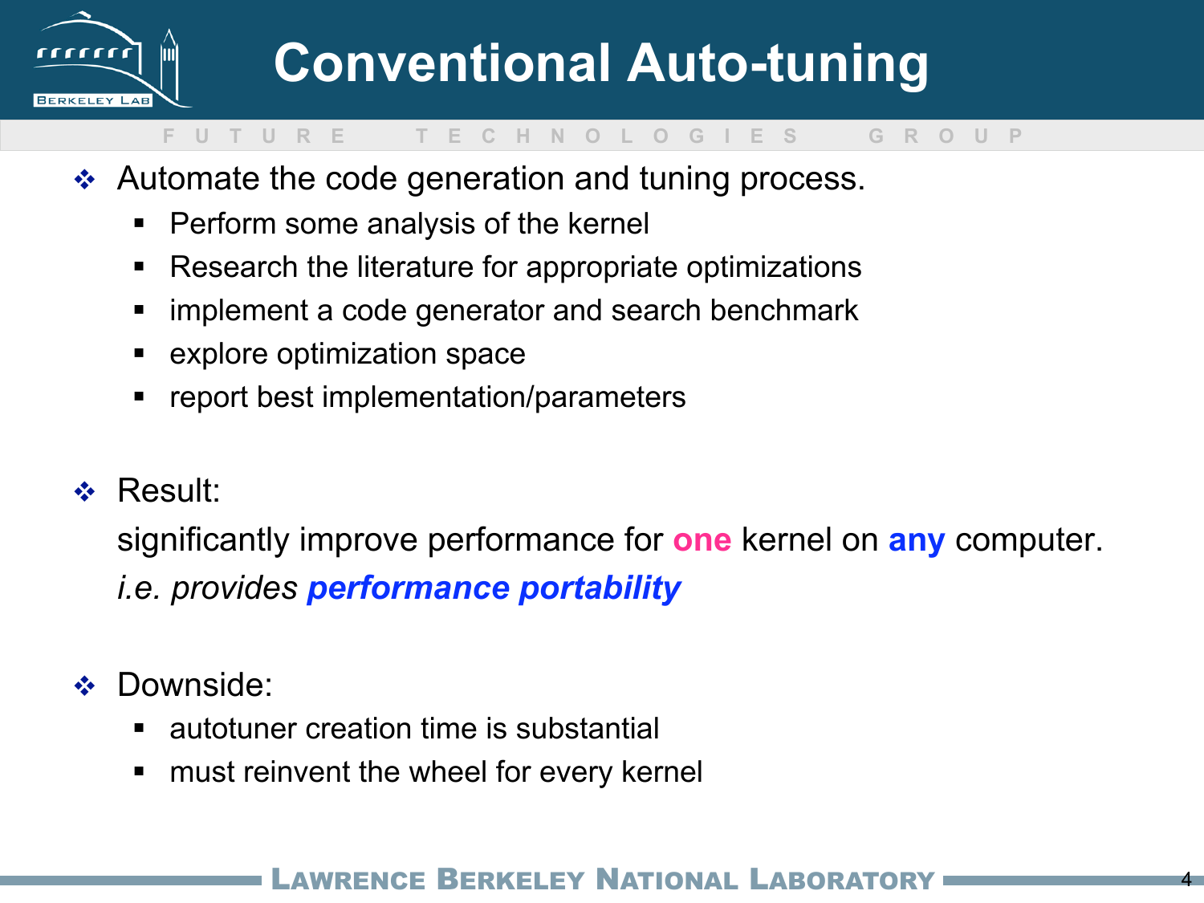# Conventional Auto-tuning

- Automate the code generation and tuning process.
  - Perform some analysis of the kernel
  - Research the literature for appropriate optimizations
  - implement a code generator and search benchmark
  - explore optimization space
  - report best implementation/parameters

- Result:

  significantly improve performance for **one** kernel on **any** computer.

  *i.e. provides **performance portability***

- Downside:
  - autotuner creation time is substantial
  - must reinvent the wheel for every kernel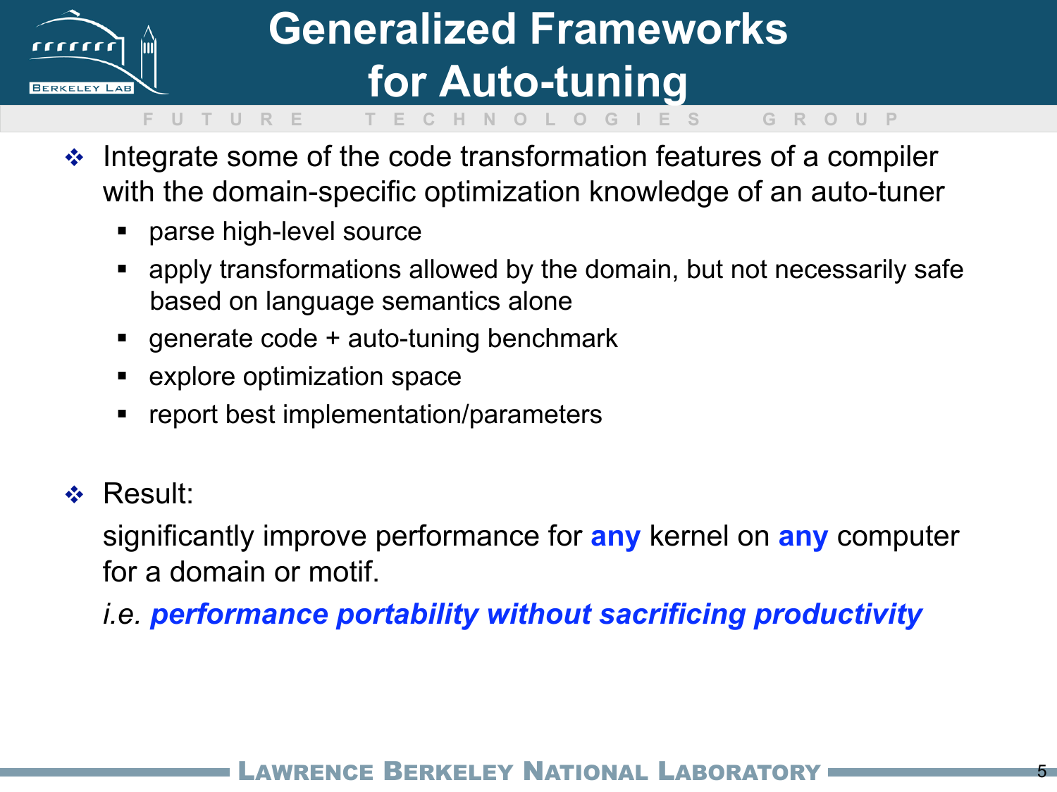# Generalized Frameworks for Auto-tuning

- Integrate some of the code transformation features of a compiler with the domain-specific optimization knowledge of an auto-tuner
  - parse high-level source
  - apply transformations allowed by the domain, but not necessarily safe based on language semantics alone
  - generate code + auto-tuning benchmark
  - explore optimization space
  - report best implementation/parameters

- Result:

  significantly improve performance for **any** kernel on **any** computer for a domain or motif.

  *i.e.* ***performance portability without sacrificing productivity***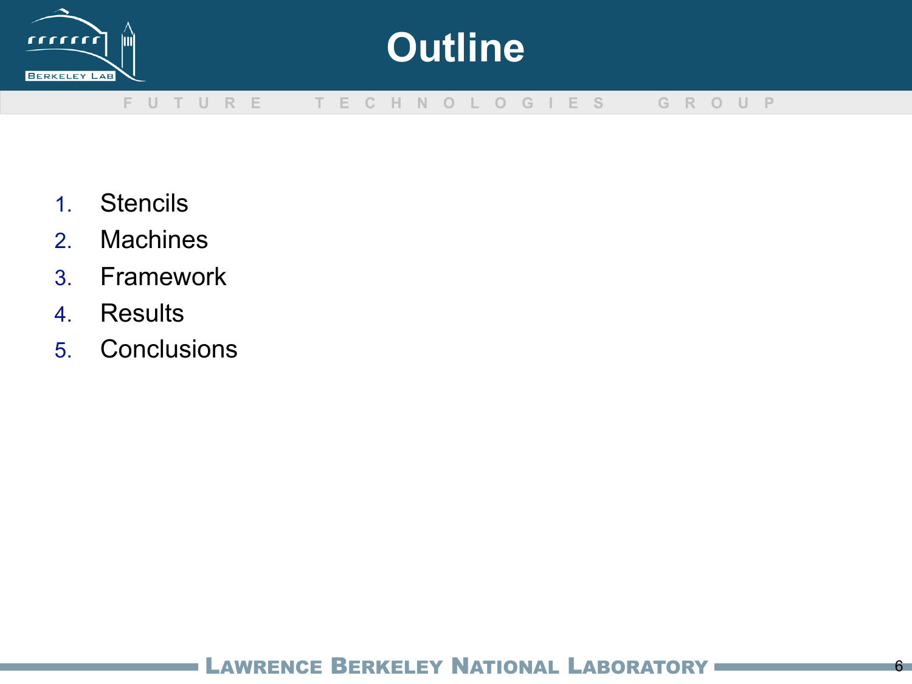# Outline

1. Stencils
2. Machines
3. Framework
4. Results
5. Conclusions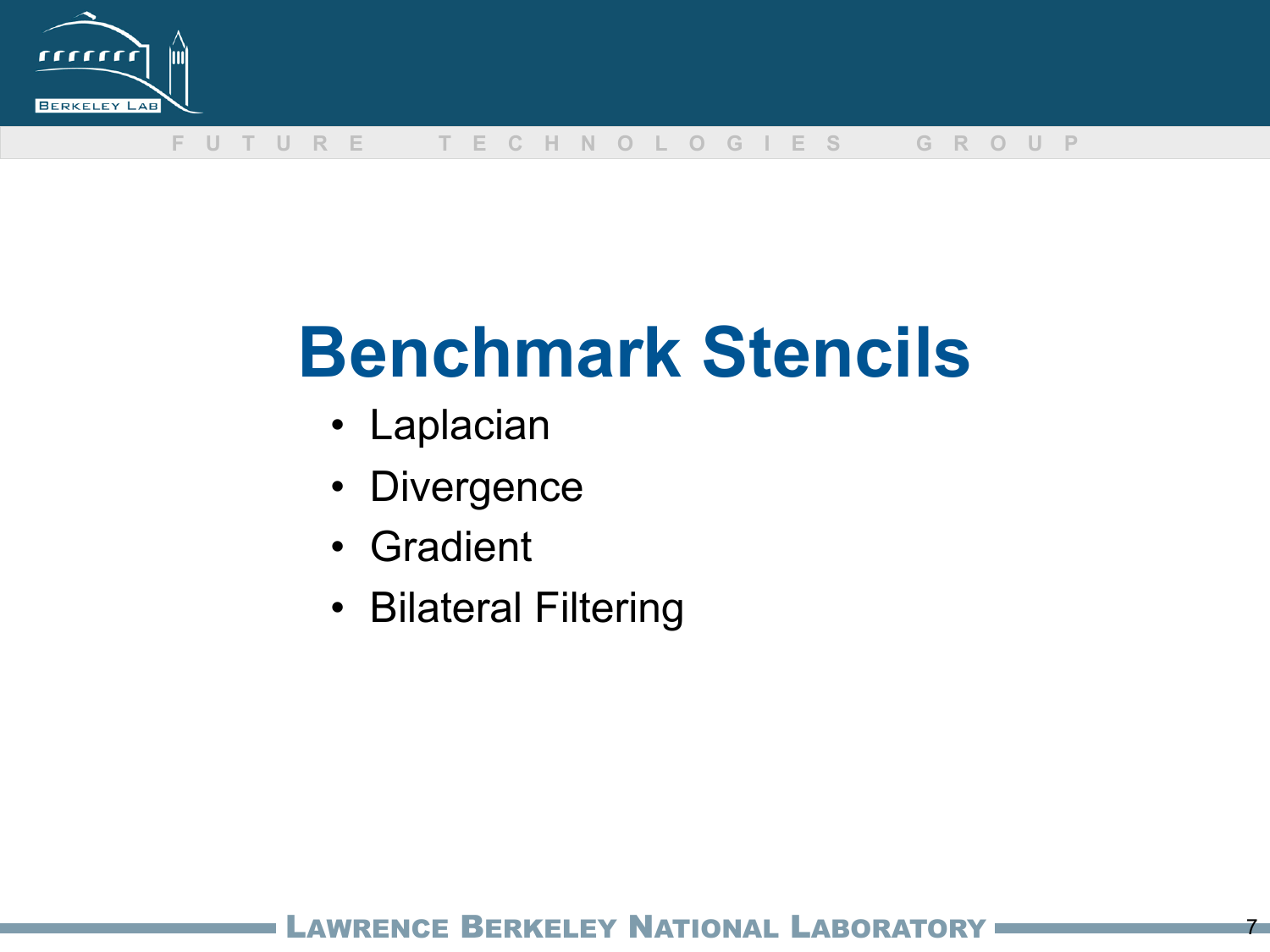# Benchmark Stencils

- Laplacian
- Divergence
- Gradient
- Bilateral Filtering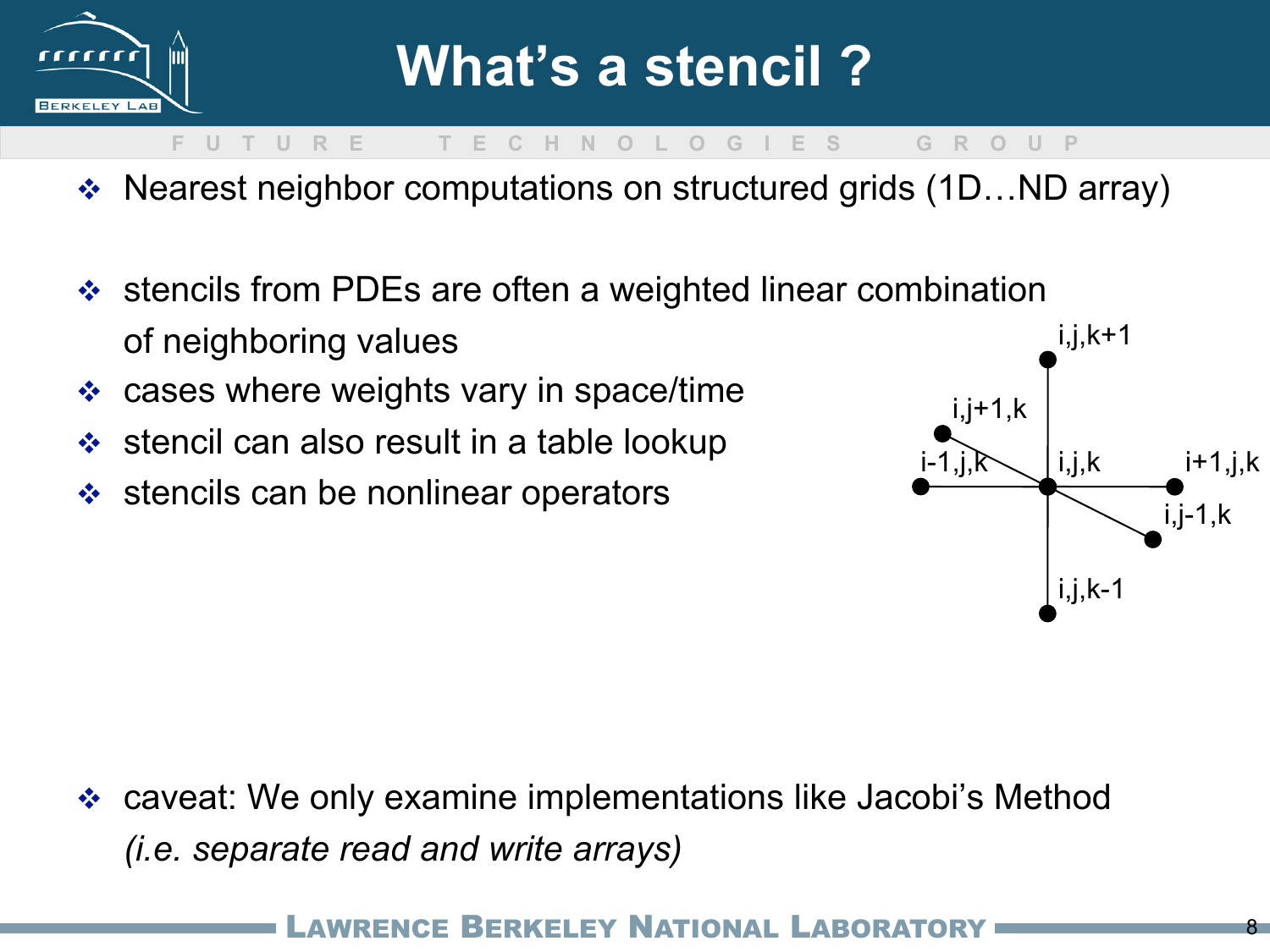# What's a stencil ?

- Nearest neighbor computations on structured grids (1D…ND array)

- stencils from PDEs are often a weighted linear combination of neighboring values
- cases where weights vary in space/time
- stencil can also result in a table lookup
- stencils can be nonlinear operators

i,j,k+1

i,j+1,k

i-1,j,k

i,j,k

i+1,j,k

i,j-1,k

i,j,k-1

- caveat: We only examine implementations like Jacobi's Method *(i.e. separate read and write arrays)*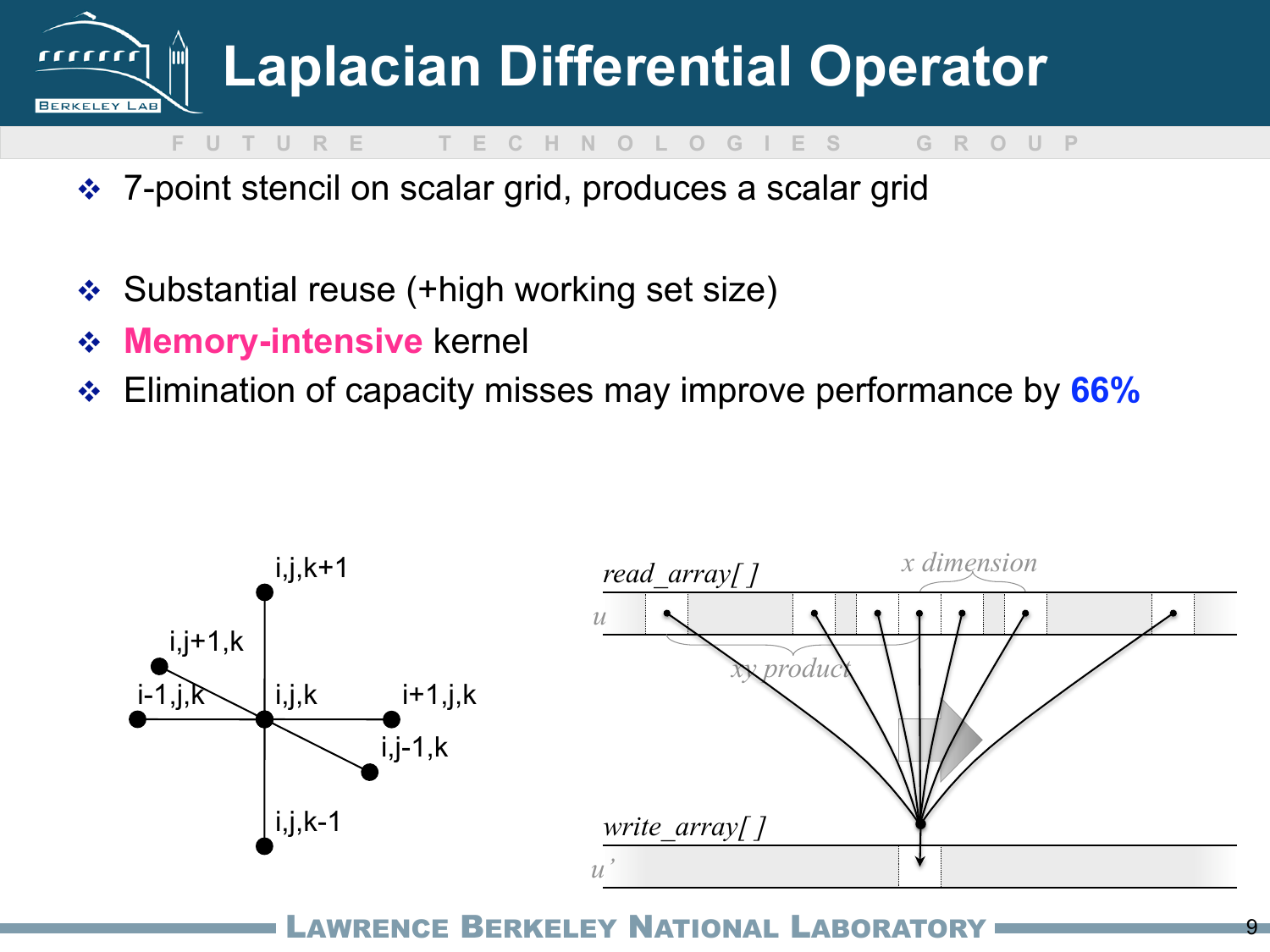# Laplacian Differential Operator

- 7-point stencil on scalar grid, produces a scalar grid
- Substantial reuse (+high working set size)
- **Memory-intensive** kernel
- Elimination of capacity misses may improve performance by **66%**

i,j,k+1

i,j+1,k

i-1,j,k

i,j,k

i+1,j,k

i,j-1,k

i,j,k-1

*read_array[ ]*

*x dimension*

*u*

*xy product*

*write_array[ ]*

*u'*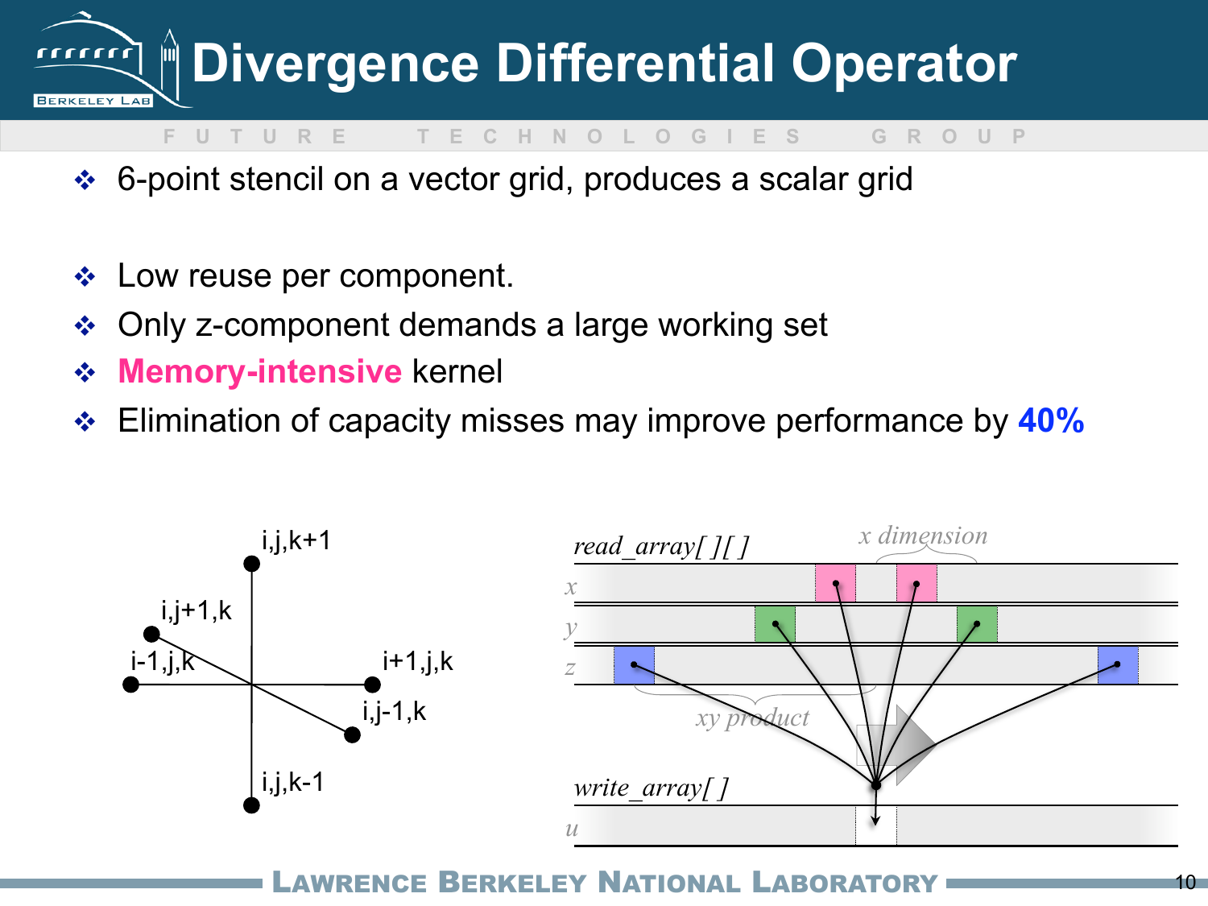# Divergence Differential Operator

- 6-point stencil on a vector grid, produces a scalar grid
- Low reuse per component.
- Only z-component demands a large working set
- **Memory-intensive** kernel
- Elimination of capacity misses may improve performance by **40%**

i,j,k+1

i,j+1,k

i-1,j,k

i+1,j,k

i,j-1,k

i,j,k-1

*read_array[ ][ ]*

*x dimension*

*x*

*y*

*z*

*xy product*

*write_array[ ]*

*u*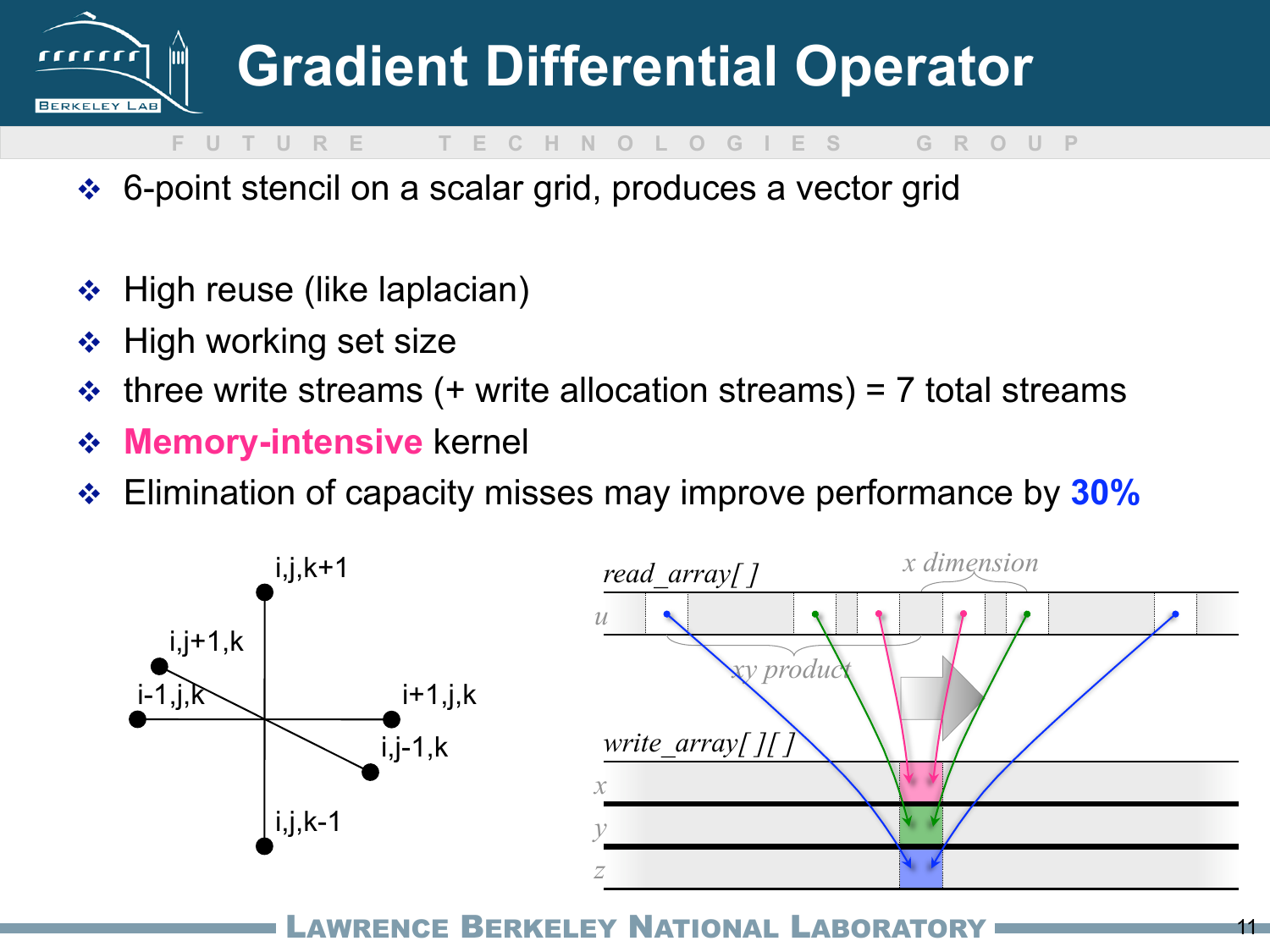# Gradient Differential Operator

- 6-point stencil on a scalar grid, produces a vector grid
- High reuse (like laplacian)
- High working set size
- three write streams (+ write allocation streams) = 7 total streams
- **Memory-intensive** kernel
- Elimination of capacity misses may improve performance by **30%**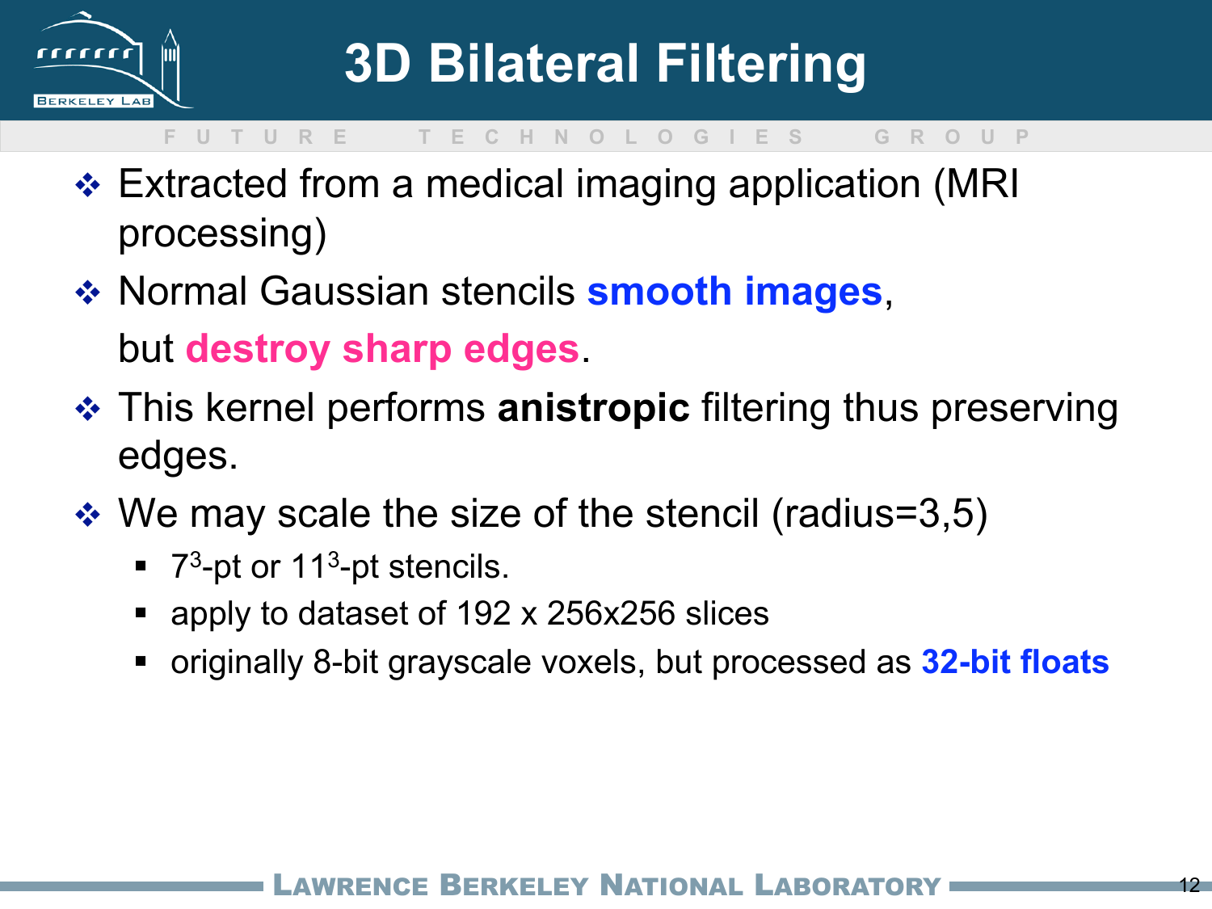# 3D Bilateral Filtering

- Extracted from a medical imaging application (MRI processing)
- Normal Gaussian stencils **smooth images**, but **destroy sharp edges**.
- This kernel performs **anistropic** filtering thus preserving edges.
- We may scale the size of the stencil (radius=3,5)
  - $7^3$-pt or $11^3$-pt stencils.
  - apply to dataset of 192 x 256x256 slices
  - originally 8-bit grayscale voxels, but processed as **32-bit floats**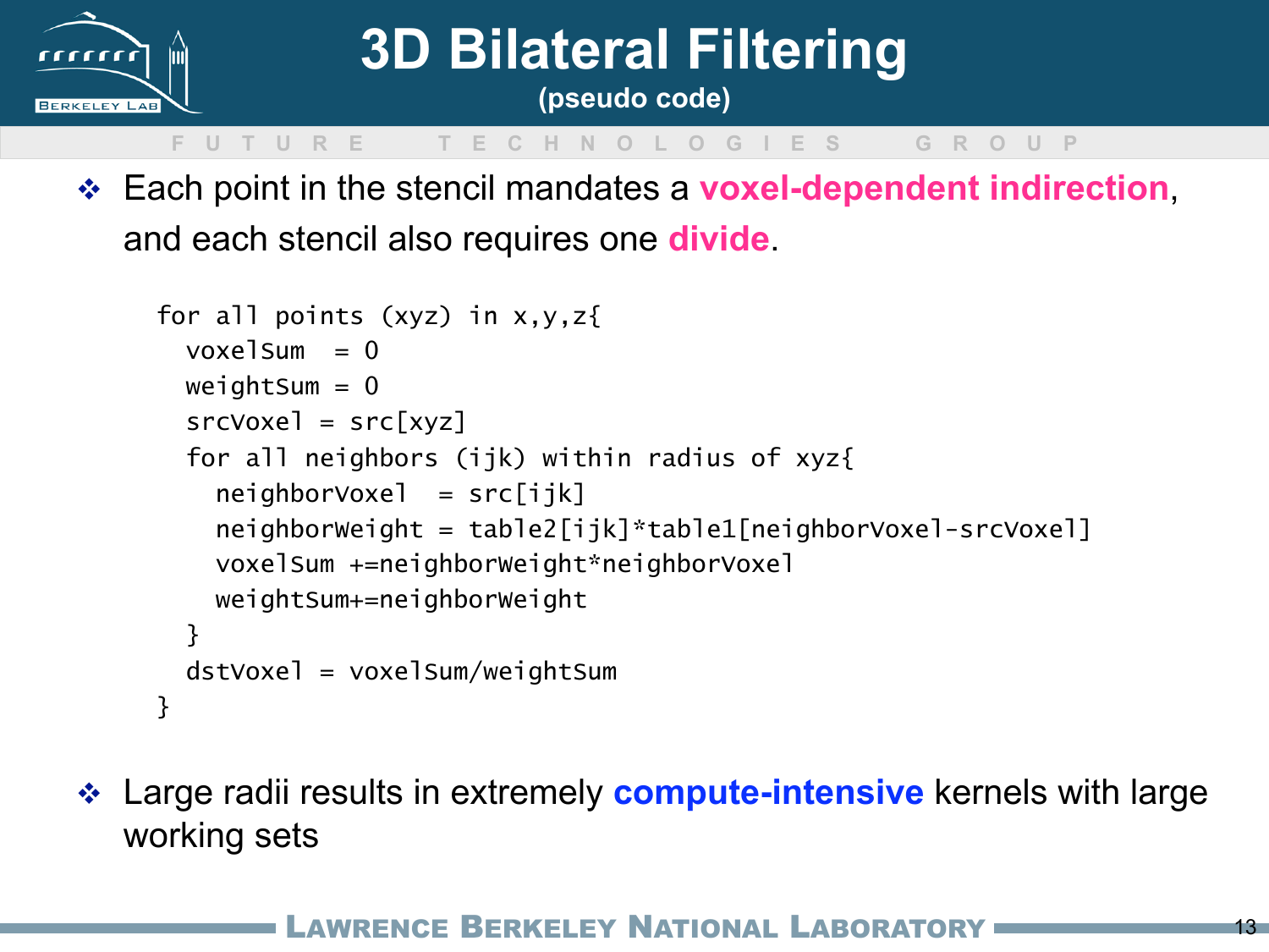# 3D Bilateral Filtering

**(pseudo code)**

- Each point in the stencil mandates a **voxel-dependent indirection**, and each stencil also requires one **divide**.

```
for all points (xyz) in x,y,z{
  voxelSum  = 0
  weightSum = 0
  srcVoxel = src[xyz]
  for all neighbors (ijk) within radius of xyz{
    neighborVoxel  = src[ijk]
    neighborWeight = table2[ijk]*table1[neighborVoxel-srcVoxel]
    voxelSum +=neighborWeight*neighborVoxel
    weightSum+=neighborWeight
  }
  dstVoxel = voxelSum/weightSum
}
```

- Large radii results in extremely **compute-intensive** kernels with large working sets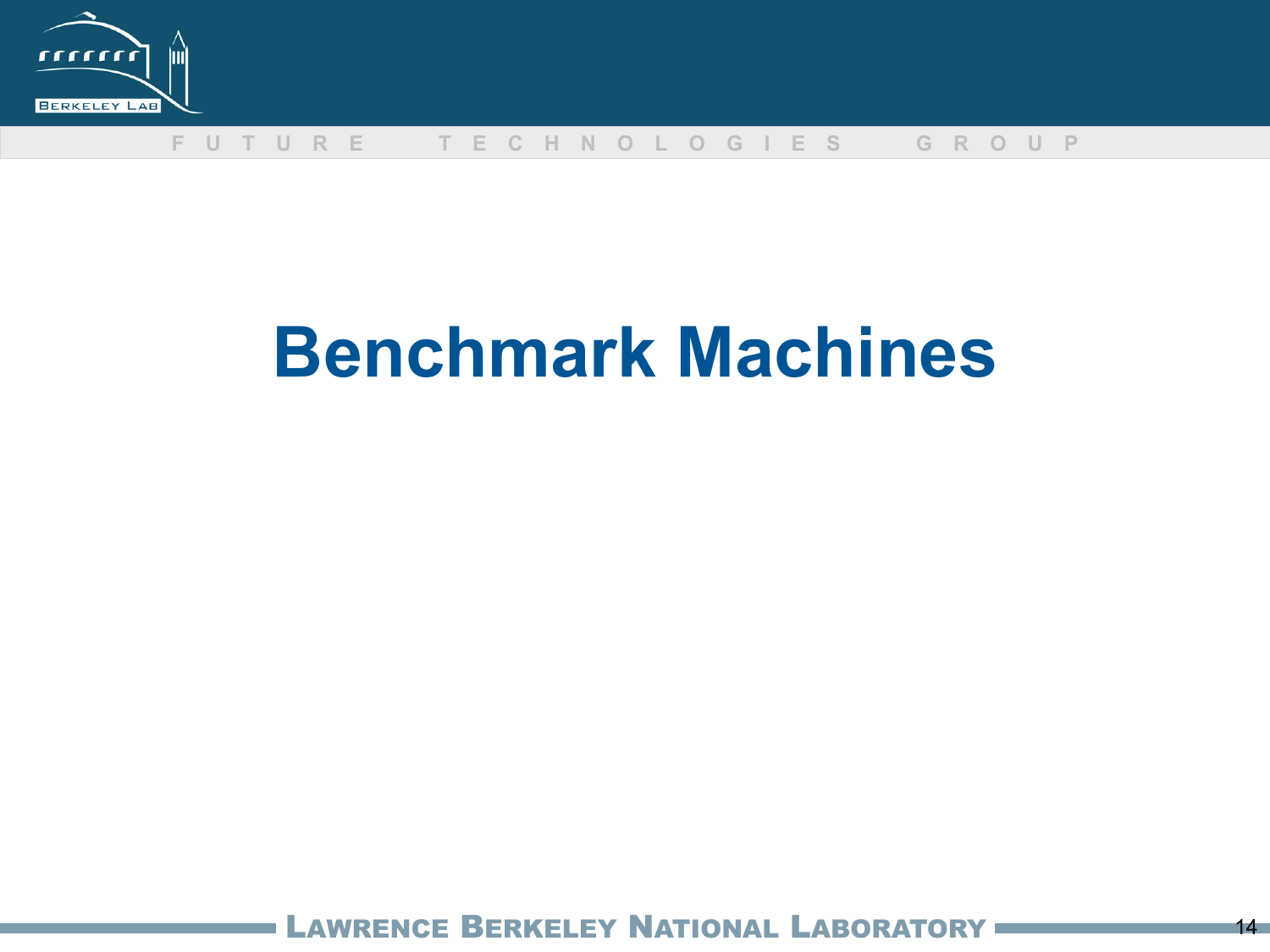# Benchmark Machines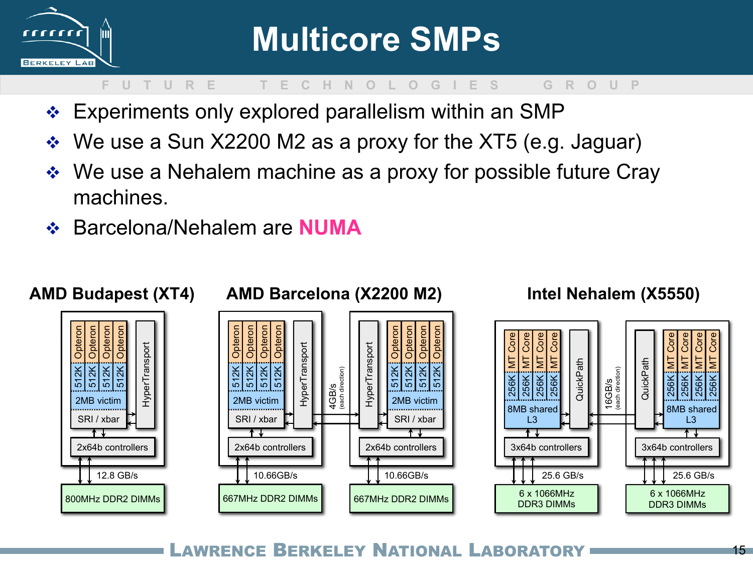# Multicore SMPs

- Experiments only explored parallelism within an SMP
- We use a Sun X2200 M2 as a proxy for the XT5 (e.g. Jaguar)
- We use a Nehalem machine as a proxy for possible future Cray machines.
- Barcelona/Nehalem are **NUMA**

**AMD Budapest (XT4)**

- 4 × Opteron cores, each with 512K cache
- 2MB victim
- SRI / xbar
- HyperTransport
- 2x64b controllers
- 12.8 GB/s
- 800MHz DDR2 DIMMs

**AMD Barcelona (X2200 M2)**

- Two sockets, each with:
  - 4 × Opteron cores, each with 512K cache
  - 2MB victim
  - SRI / xbar
  - HyperTransport
  - 2x64b controllers
  - 10.66GB/s
  - 667MHz DDR2 DIMMs
- Socket interconnect: 4GB/s (each direction)

**Intel Nehalem (X5550)**

- Two sockets, each with:
  - 4 × MT Core, each with 256K cache
  - 8MB shared L3
  - QuickPath
  - 3x64b controllers
  - 25.6 GB/s
  - 6 x 1066MHz DDR3 DIMMs
- Socket interconnect: 16GB/s (each direction)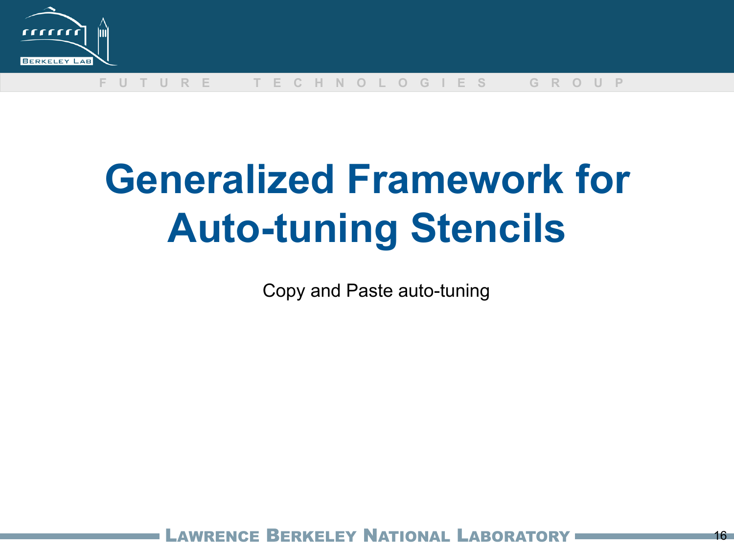# Generalized Framework for Auto-tuning Stencils

Copy and Paste auto-tuning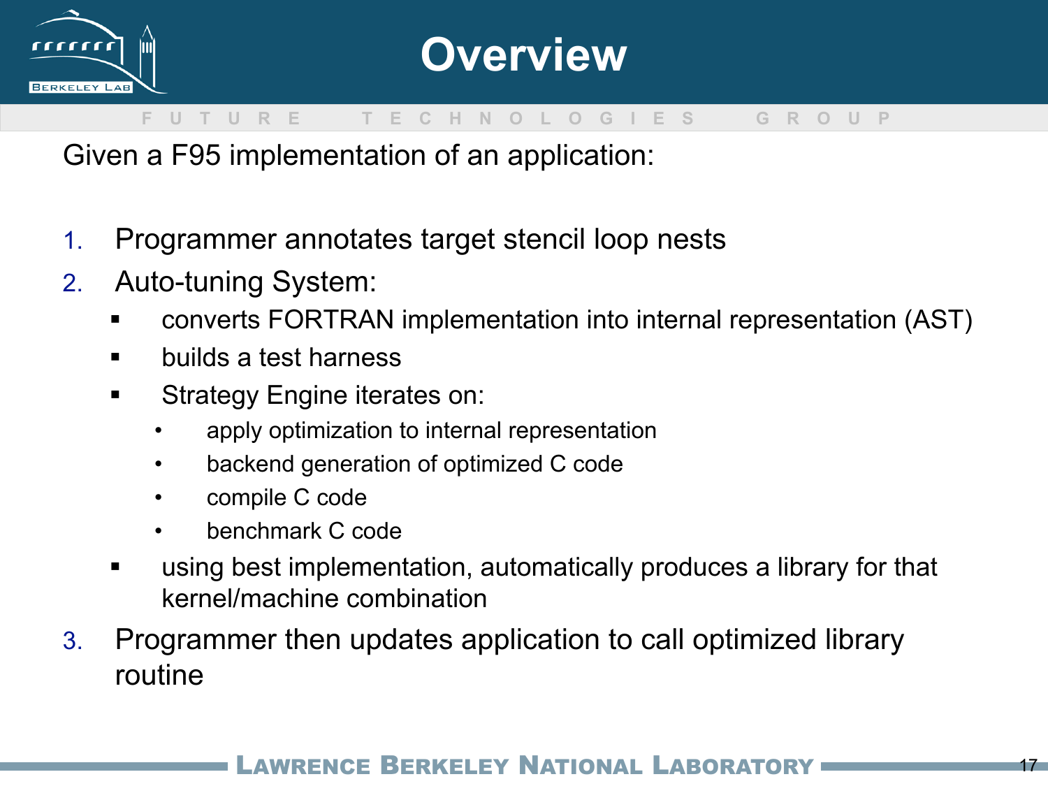# Overview

Given a F95 implementation of an application:

1. Programmer annotates target stencil loop nests
2. Auto-tuning System:
   - converts FORTRAN implementation into internal representation (AST)
   - builds a test harness
   - Strategy Engine iterates on:
     - apply optimization to internal representation
     - backend generation of optimized C code
     - compile C code
     - benchmark C code
   - using best implementation, automatically produces a library for that kernel/machine combination
3. Programmer then updates application to call optimized library routine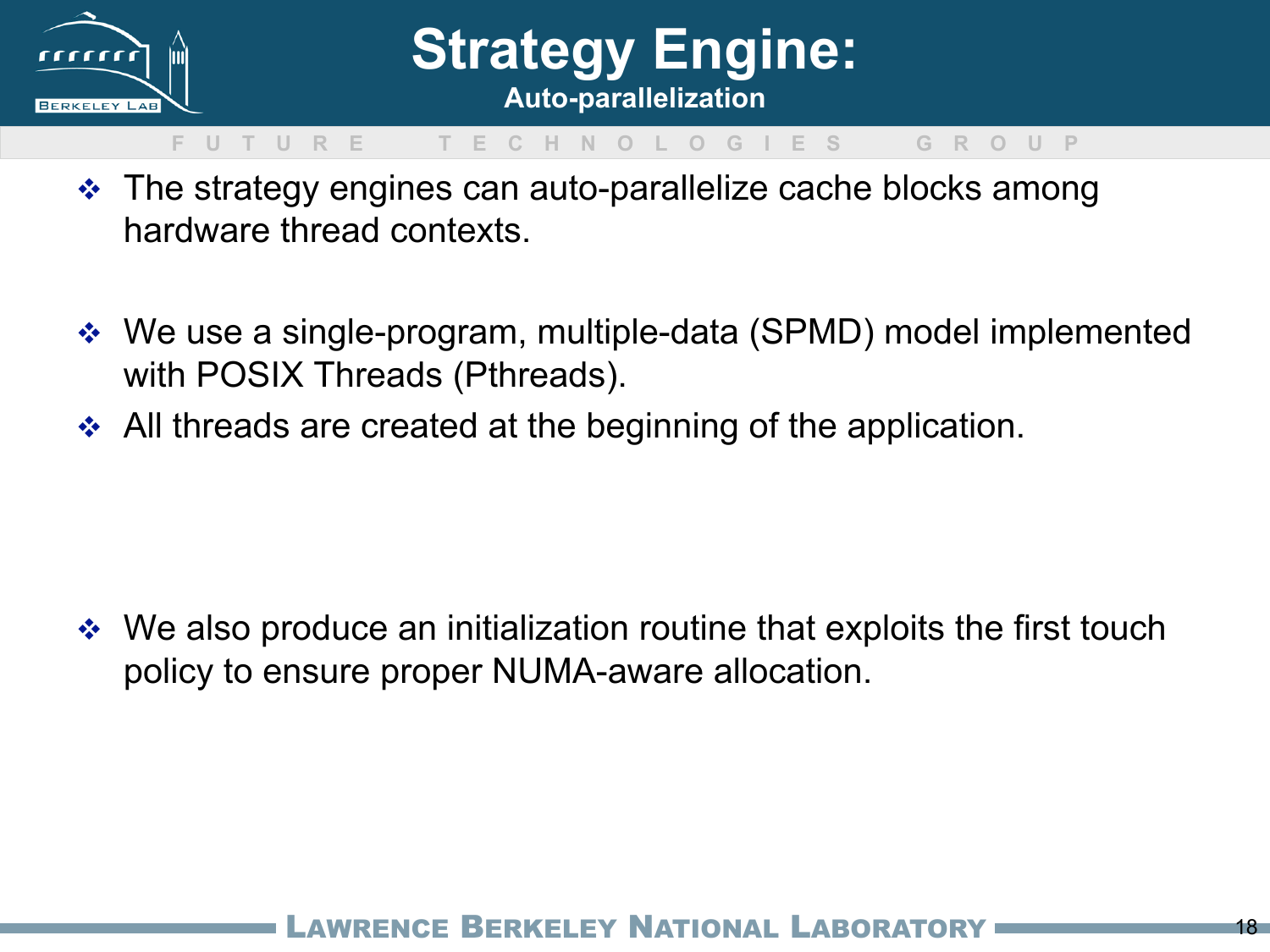# Strategy Engine:

## Auto-parallelization

- The strategy engines can auto-parallelize cache blocks among hardware thread contexts.

- We use a single-program, multiple-data (SPMD) model implemented with POSIX Threads (Pthreads).
- All threads are created at the beginning of the application.

- We also produce an initialization routine that exploits the first touch policy to ensure proper NUMA-aware allocation.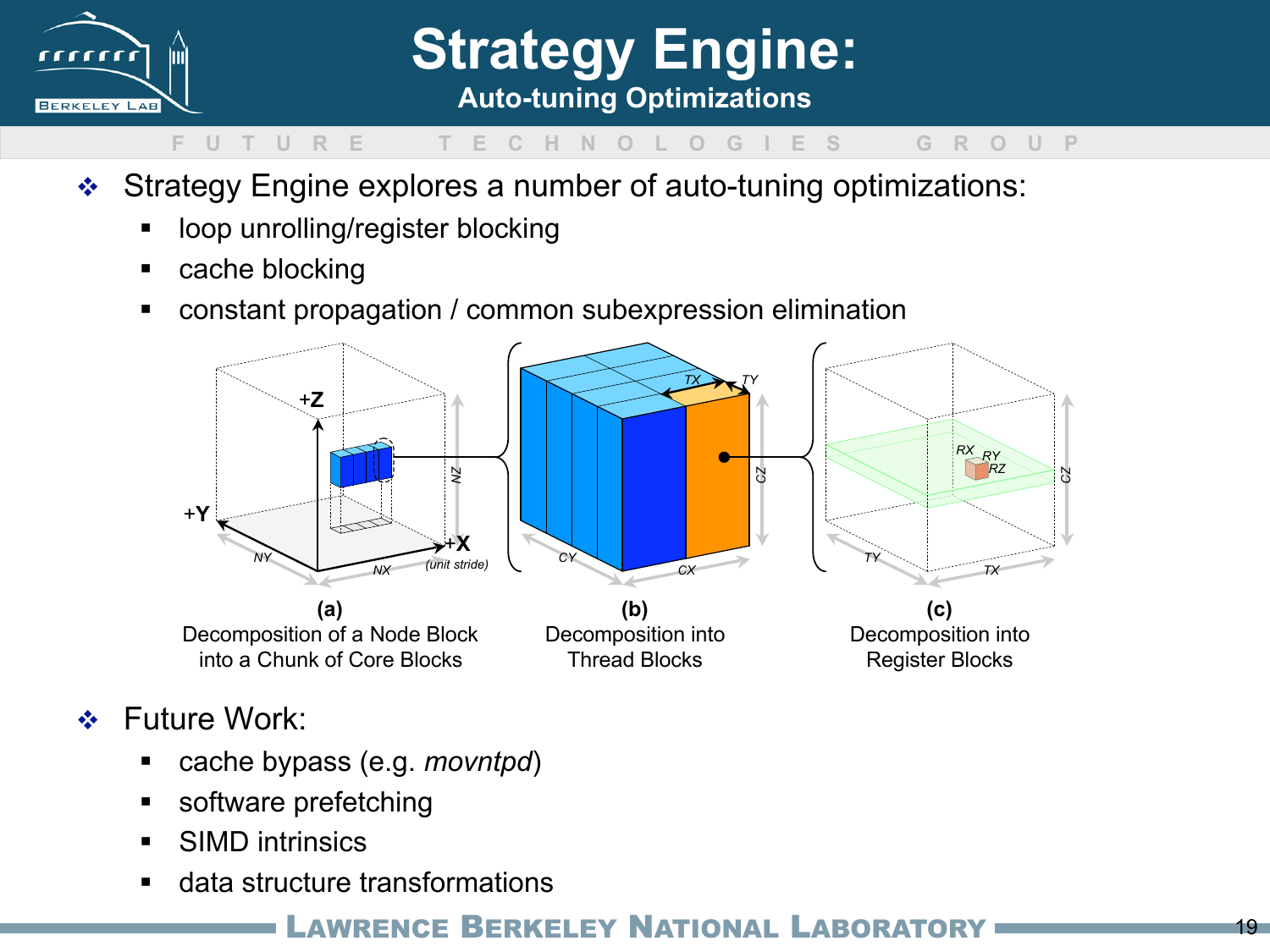# Strategy Engine:

## Auto-tuning Optimizations

- Strategy Engine explores a number of auto-tuning optimizations:
  - loop unrolling/register blocking
  - cache blocking
  - constant propagation / common subexpression elimination

**(a)** Decomposition of a Node Block into a Chunk of Core Blocks

**(b)** Decomposition into Thread Blocks

**(c)** Decomposition into Register Blocks

- Future Work:
  - cache bypass (e.g. *movntpd*)
  - software prefetching
  - SIMD intrinsics
  - data structure transformations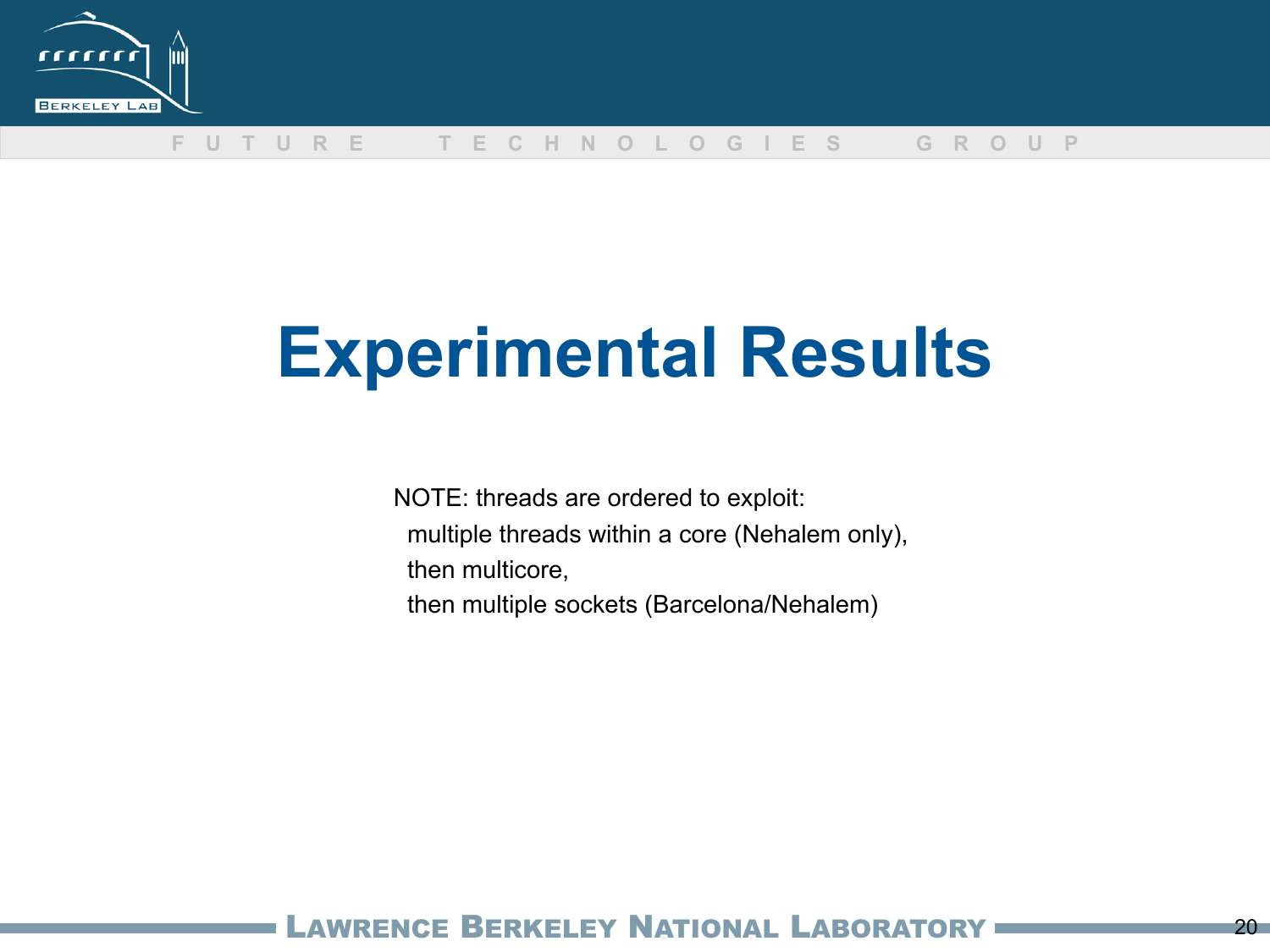# Experimental Results

NOTE: threads are ordered to exploit:
- multiple threads within a core (Nehalem only),
- then multicore,
- then multiple sockets (Barcelona/Nehalem)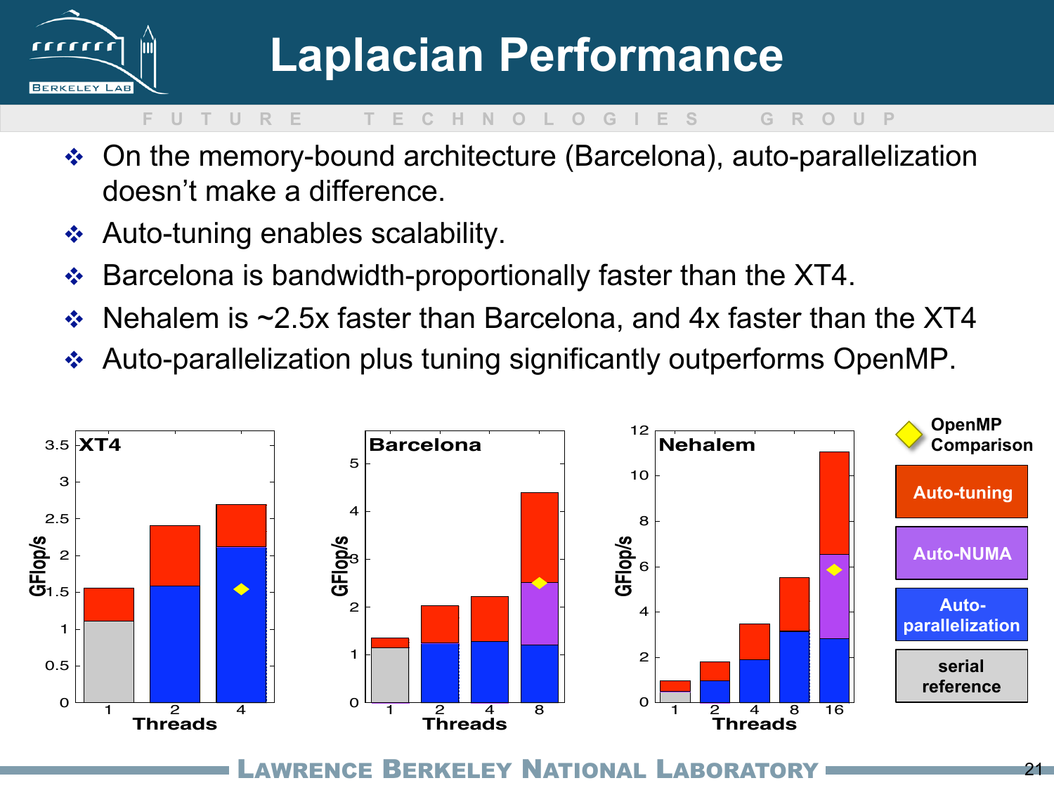# Laplacian Performance

- On the memory-bound architecture (Barcelona), auto-parallelization doesn't make a difference.
- Auto-tuning enables scalability.
- Barcelona is bandwidth-proportionally faster than the XT4.
- Nehalem is ~2.5x faster than Barcelona, and 4x faster than the XT4
- Auto-parallelization plus tuning significantly outperforms OpenMP.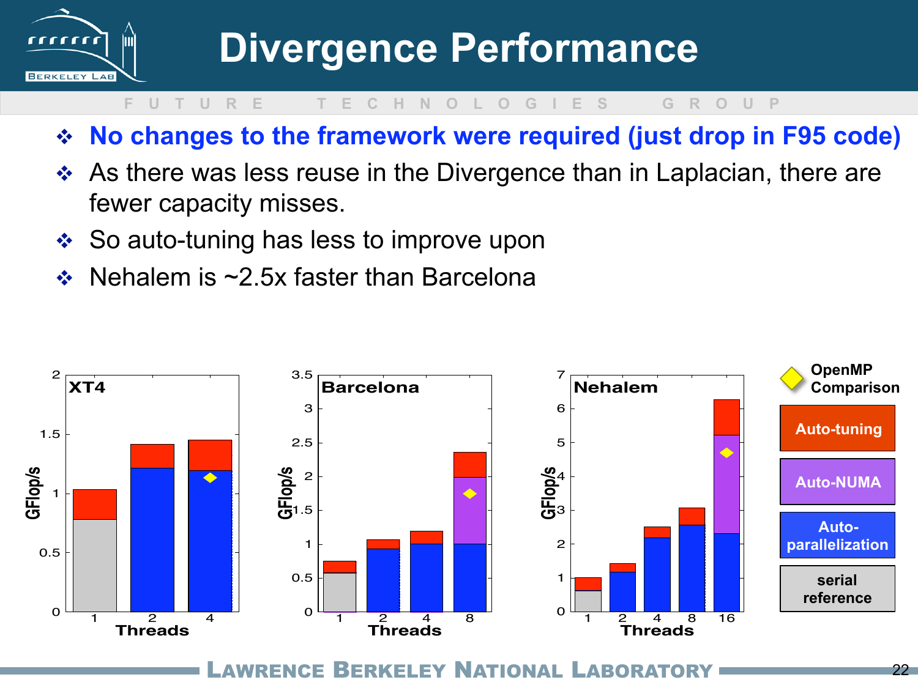# Divergence Performance

- **No changes to the framework were required (just drop in F95 code)**
- As there was less reuse in the Divergence than in Laplacian, there are fewer capacity misses.
- So auto-tuning has less to improve upon
- Nehalem is ~2.5x faster than Barcelona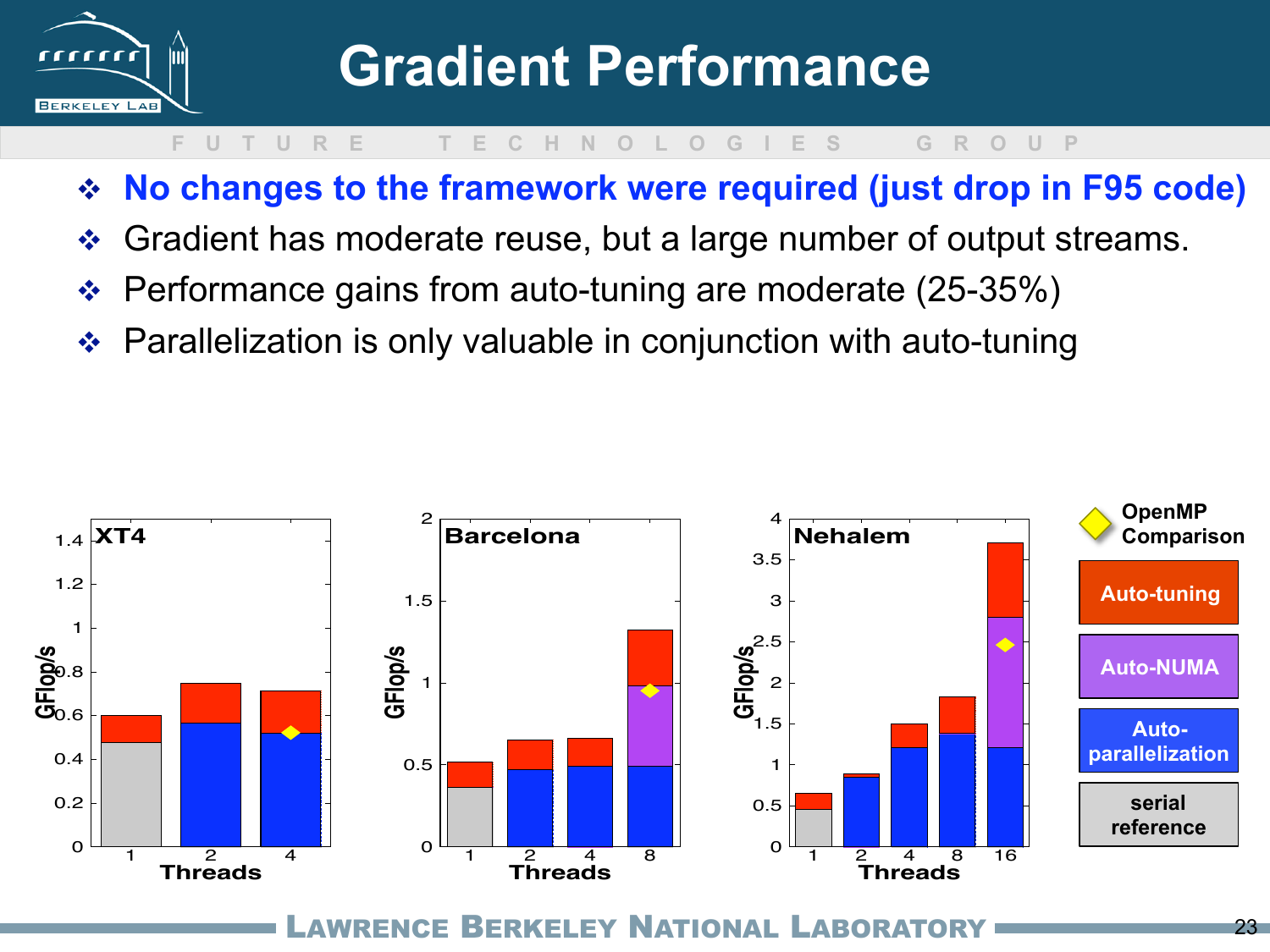# Gradient Performance

- **No changes to the framework were required (just drop in F95 code)**
- Gradient has moderate reuse, but a large number of output streams.
- Performance gains from auto-tuning are moderate (25-35%)
- Parallelization is only valuable in conjunction with auto-tuning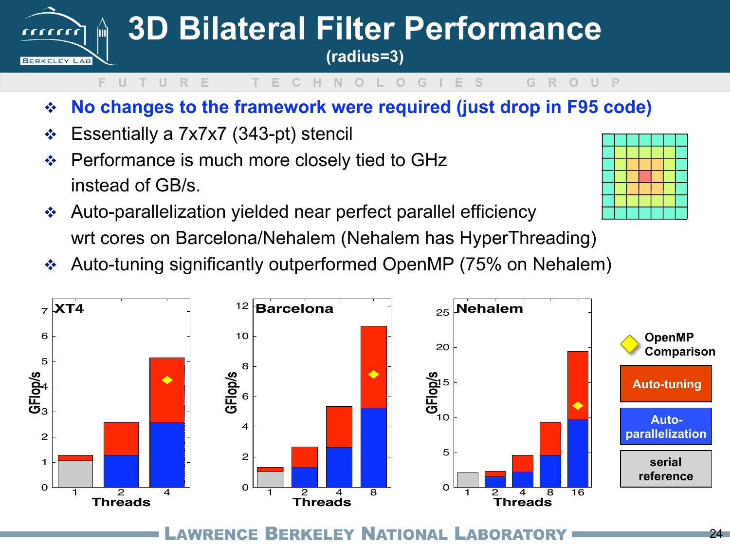# 3D Bilateral Filter Performance

(radius=3)

- **No changes to the framework were required (just drop in F95 code)**
- Essentially a 7x7x7 (343-pt) stencil
- Performance is much more closely tied to GHz instead of GB/s.
- Auto-parallelization yielded near perfect parallel efficiency wrt cores on Barcelona/Nehalem (Nehalem has HyperThreading)
- Auto-tuning significantly outperformed OpenMP (75% on Nehalem)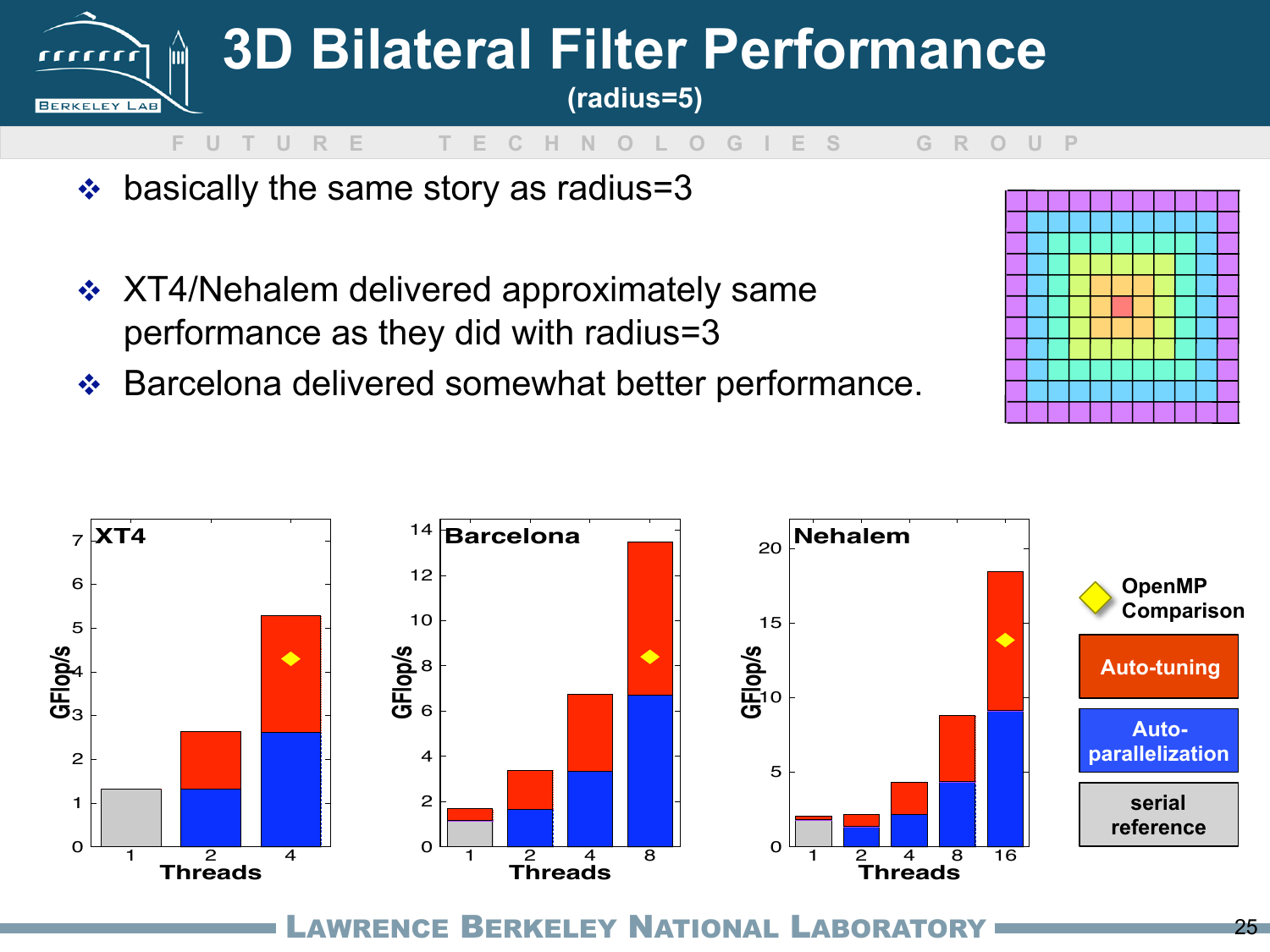# 3D Bilateral Filter Performance

(radius=5)

- basically the same story as radius=3
- XT4/Nehalem delivered approximately same performance as they did with radius=3
- Barcelona delivered somewhat better performance.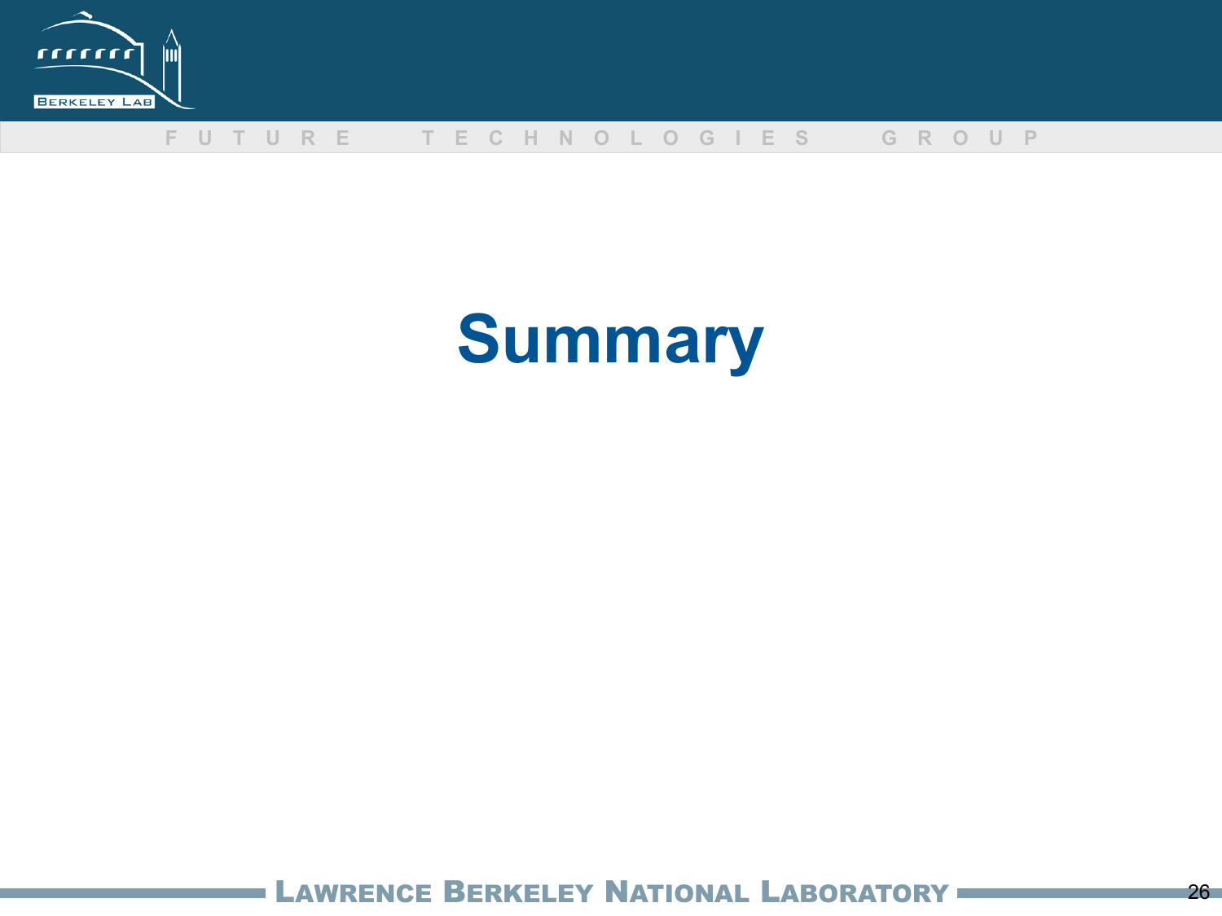# Summary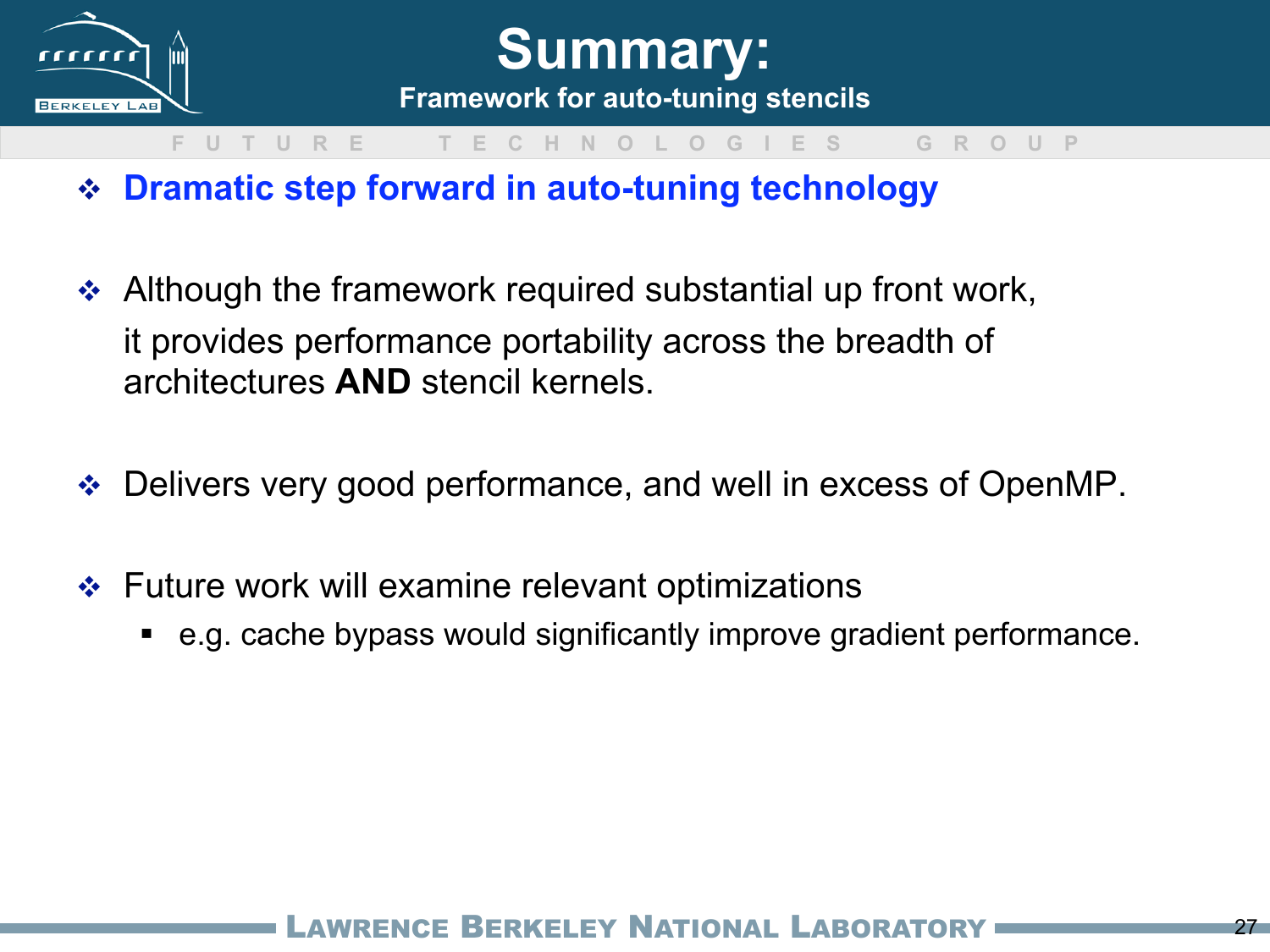# Summary:

## Framework for auto-tuning stencils

- **Dramatic step forward in auto-tuning technology**
- Although the framework required substantial up front work, it provides performance portability across the breadth of architectures **AND** stencil kernels.
- Delivers very good performance, and well in excess of OpenMP.
- Future work will examine relevant optimizations
  - e.g. cache bypass would significantly improve gradient performance.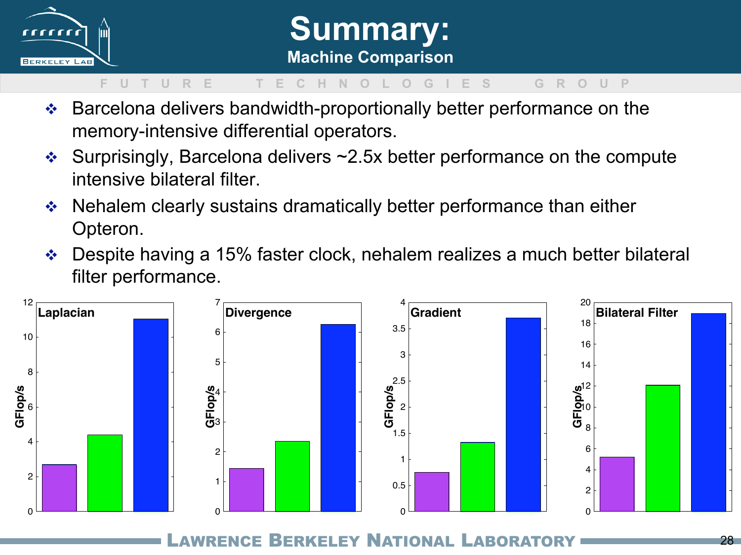# Summary:

## Machine Comparison

- Barcelona delivers bandwidth-proportionally better performance on the memory-intensive differential operators.
- Surprisingly, Barcelona delivers ~2.5x better performance on the compute intensive bilateral filter.
- Nehalem clearly sustains dramatically better performance than either Opteron.
- Despite having a 15% faster clock, nehalem realizes a much better bilateral filter performance.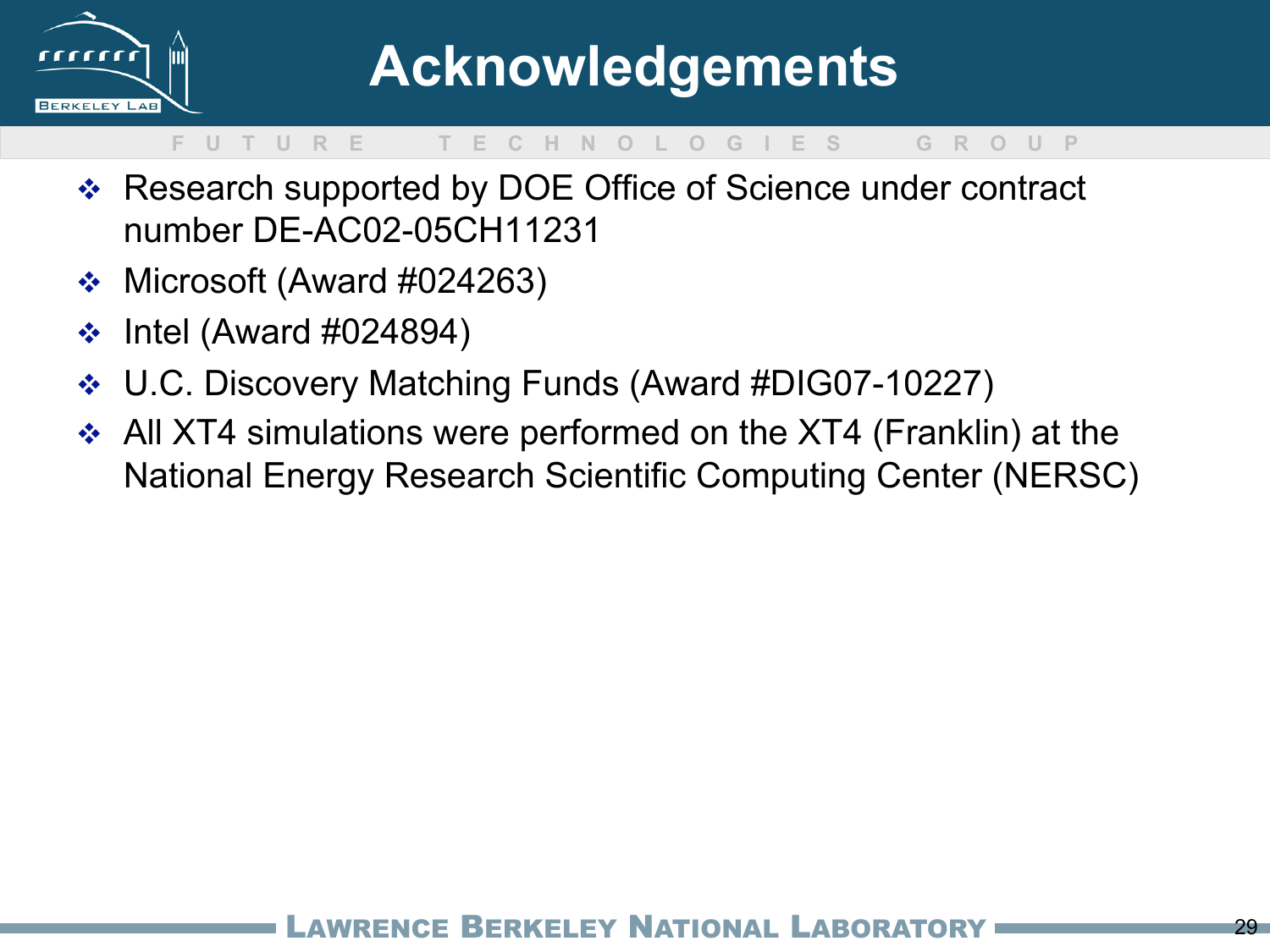# Acknowledgements

- Research supported by DOE Office of Science under contract number DE-AC02-05CH11231
- Microsoft (Award #024263)
- Intel (Award #024894)
- U.C. Discovery Matching Funds (Award #DIG07-10227)
- All XT4 simulations were performed on the XT4 (Franklin) at the National Energy Research Scientific Computing Center (NERSC)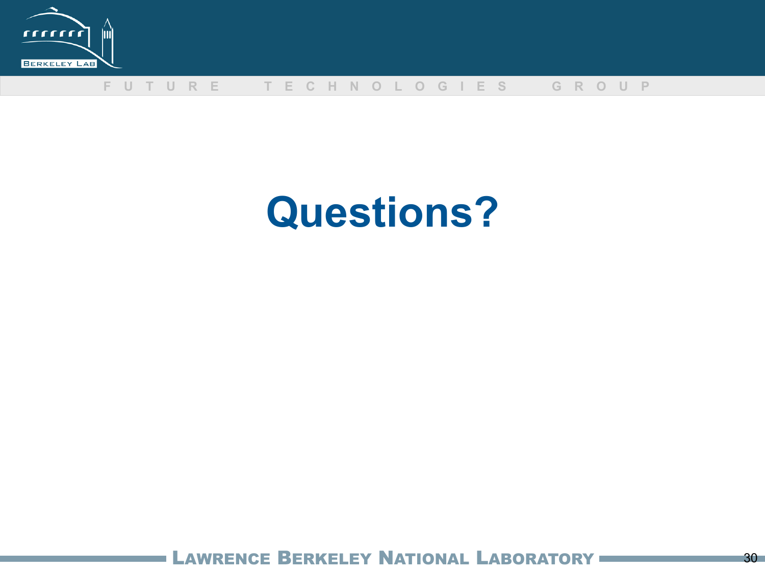# Questions?